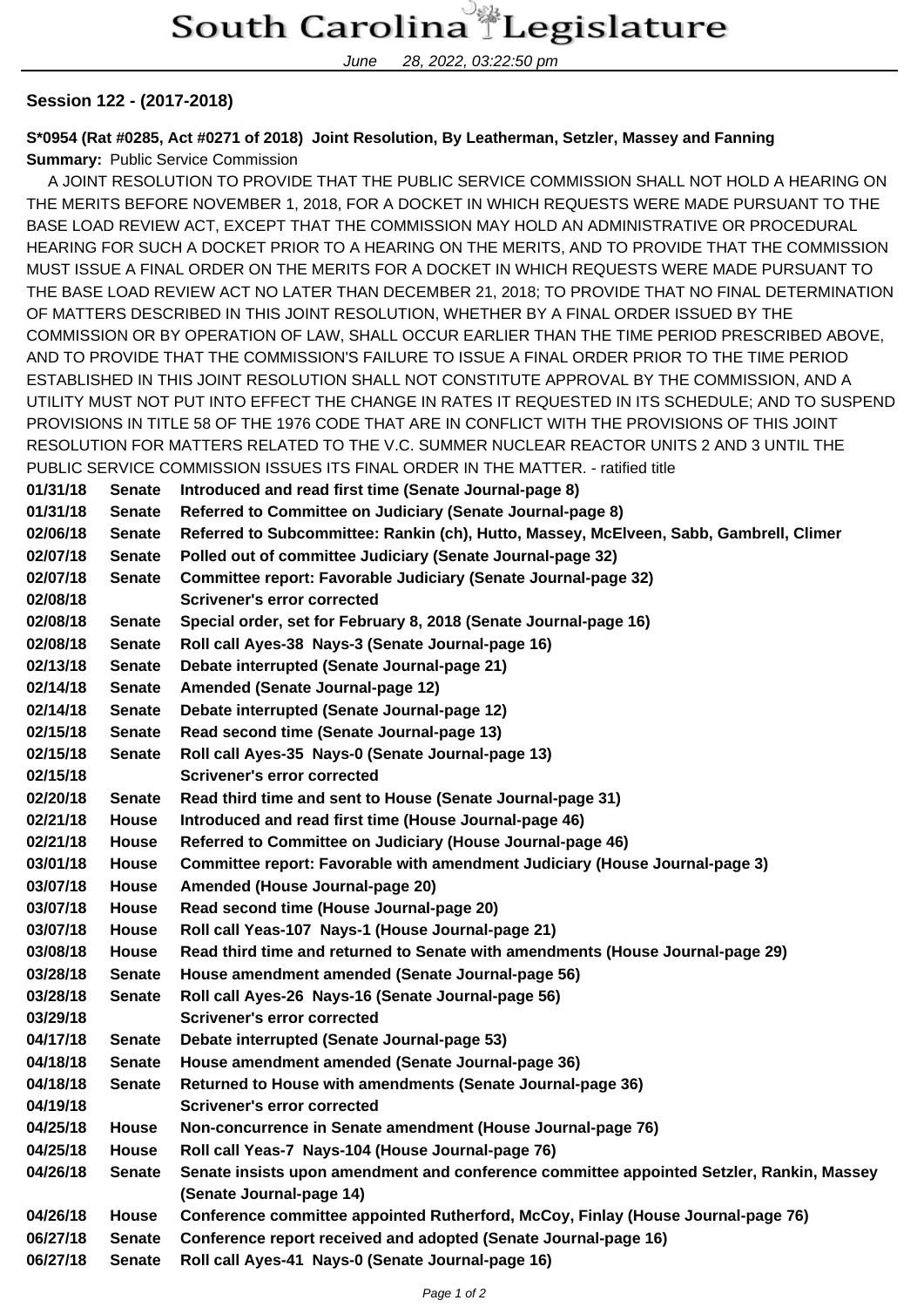**Session 122 - (2017-2018)**

**S*0954 (Rat #0285, Act #0271 of 2018) Joint Resolution, By Leatherman, Setzler, Massey and Fanning**

**Summary:** Public Service Commission

A JOINT RESOLUTION TO PROVIDE THAT THE PUBLIC SERVICE COMMISSION SHALL NOT HOLD A HEARING ON THE MERITS BEFORE NOVEMBER 1, 2018, FOR A DOCKET IN WHICH REQUESTS WERE MADE PURSUANT TO THE BASE LOAD REVIEW ACT, EXCEPT THAT THE COMMISSION MAY HOLD AN ADMINISTRATIVE OR PROCEDURAL HEARING FOR SUCH A DOCKET PRIOR TO A HEARING ON THE MERITS, AND TO PROVIDE THAT THE COMMISSION MUST ISSUE A FINAL ORDER ON THE MERITS FOR A DOCKET IN WHICH REQUESTS WERE MADE PURSUANT TO THE BASE LOAD REVIEW ACT NO LATER THAN DECEMBER 21, 2018; TO PROVIDE THAT NO FINAL DETERMINATION OF MATTERS DESCRIBED IN THIS JOINT RESOLUTION, WHETHER BY A FINAL ORDER ISSUED BY THE COMMISSION OR BY OPERATION OF LAW, SHALL OCCUR EARLIER THAN THE TIME PERIOD PRESCRIBED ABOVE, AND TO PROVIDE THAT THE COMMISSION'S FAILURE TO ISSUE A FINAL ORDER PRIOR TO THE TIME PERIOD ESTABLISHED IN THIS JOINT RESOLUTION SHALL NOT CONSTITUTE APPROVAL BY THE COMMISSION, AND A UTILITY MUST NOT PUT INTO EFFECT THE CHANGE IN RATES IT REQUESTED IN ITS SCHEDULE; AND TO SUSPEND PROVISIONS IN TITLE 58 OF THE 1976 CODE THAT ARE IN CONFLICT WITH THE PROVISIONS OF THIS JOINT RESOLUTION FOR MATTERS RELATED TO THE V.C. SUMMER NUCLEAR REACTOR UNITS 2 AND 3 UNTIL THE PUBLIC SERVICE COMMISSION ISSUES ITS FINAL ORDER IN THE MATTER. - ratified title

| | | |
|---|---|---|
| **01/31/18** | **Senate** | **Introduced and read first time (Senate Journal-page 8)** |
| **01/31/18** | **Senate** | **Referred to Committee on Judiciary (Senate Journal-page 8)** |
| **02/06/18** | **Senate** | **Referred to Subcommittee: Rankin (ch), Hutto, Massey, McElveen, Sabb, Gambrell, Climer** |
| **02/07/18** | **Senate** | **Polled out of committee Judiciary (Senate Journal-page 32)** |
| **02/07/18** | **Senate** | **Committee report: Favorable Judiciary (Senate Journal-page 32)** |
| **02/08/18** | | **Scrivener's error corrected** |
| **02/08/18** | **Senate** | **Special order, set for February 8, 2018 (Senate Journal-page 16)** |
| **02/08/18** | **Senate** | **Roll call Ayes-38 Nays-3 (Senate Journal-page 16)** |
| **02/13/18** | **Senate** | **Debate interrupted (Senate Journal-page 21)** |
| **02/14/18** | **Senate** | **Amended (Senate Journal-page 12)** |
| **02/14/18** | **Senate** | **Debate interrupted (Senate Journal-page 12)** |
| **02/15/18** | **Senate** | **Read second time (Senate Journal-page 13)** |
| **02/15/18** | **Senate** | **Roll call Ayes-35 Nays-0 (Senate Journal-page 13)** |
| **02/15/18** | | **Scrivener's error corrected** |
| **02/20/18** | **Senate** | **Read third time and sent to House (Senate Journal-page 31)** |
| **02/21/18** | **House** | **Introduced and read first time (House Journal-page 46)** |
| **02/21/18** | **House** | **Referred to Committee on Judiciary (House Journal-page 46)** |
| **03/01/18** | **House** | **Committee report: Favorable with amendment Judiciary (House Journal-page 3)** |
| **03/07/18** | **House** | **Amended (House Journal-page 20)** |
| **03/07/18** | **House** | **Read second time (House Journal-page 20)** |
| **03/07/18** | **House** | **Roll call Yeas-107 Nays-1 (House Journal-page 21)** |
| **03/08/18** | **House** | **Read third time and returned to Senate with amendments (House Journal-page 29)** |
| **03/28/18** | **Senate** | **House amendment amended (Senate Journal-page 56)** |
| **03/28/18** | **Senate** | **Roll call Ayes-26 Nays-16 (Senate Journal-page 56)** |
| **03/29/18** | | **Scrivener's error corrected** |
| **04/17/18** | **Senate** | **Debate interrupted (Senate Journal-page 53)** |
| **04/18/18** | **Senate** | **House amendment amended (Senate Journal-page 36)** |
| **04/18/18** | **Senate** | **Returned to House with amendments (Senate Journal-page 36)** |
| **04/19/18** | | **Scrivener's error corrected** |
| **04/25/18** | **House** | **Non-concurrence in Senate amendment (House Journal-page 76)** |
| **04/25/18** | **House** | **Roll call Yeas-7 Nays-104 (House Journal-page 76)** |
| **04/26/18** | **Senate** | **Senate insists upon amendment and conference committee appointed Setzler, Rankin, Massey (Senate Journal-page 14)** |
| **04/26/18** | **House** | **Conference committee appointed Rutherford, McCoy, Finlay (House Journal-page 76)** |
| **06/27/18** | **Senate** | **Conference report received and adopted (Senate Journal-page 16)** |
| **06/27/18** | **Senate** | **Roll call Ayes-41 Nays-0 (Senate Journal-page 16)** |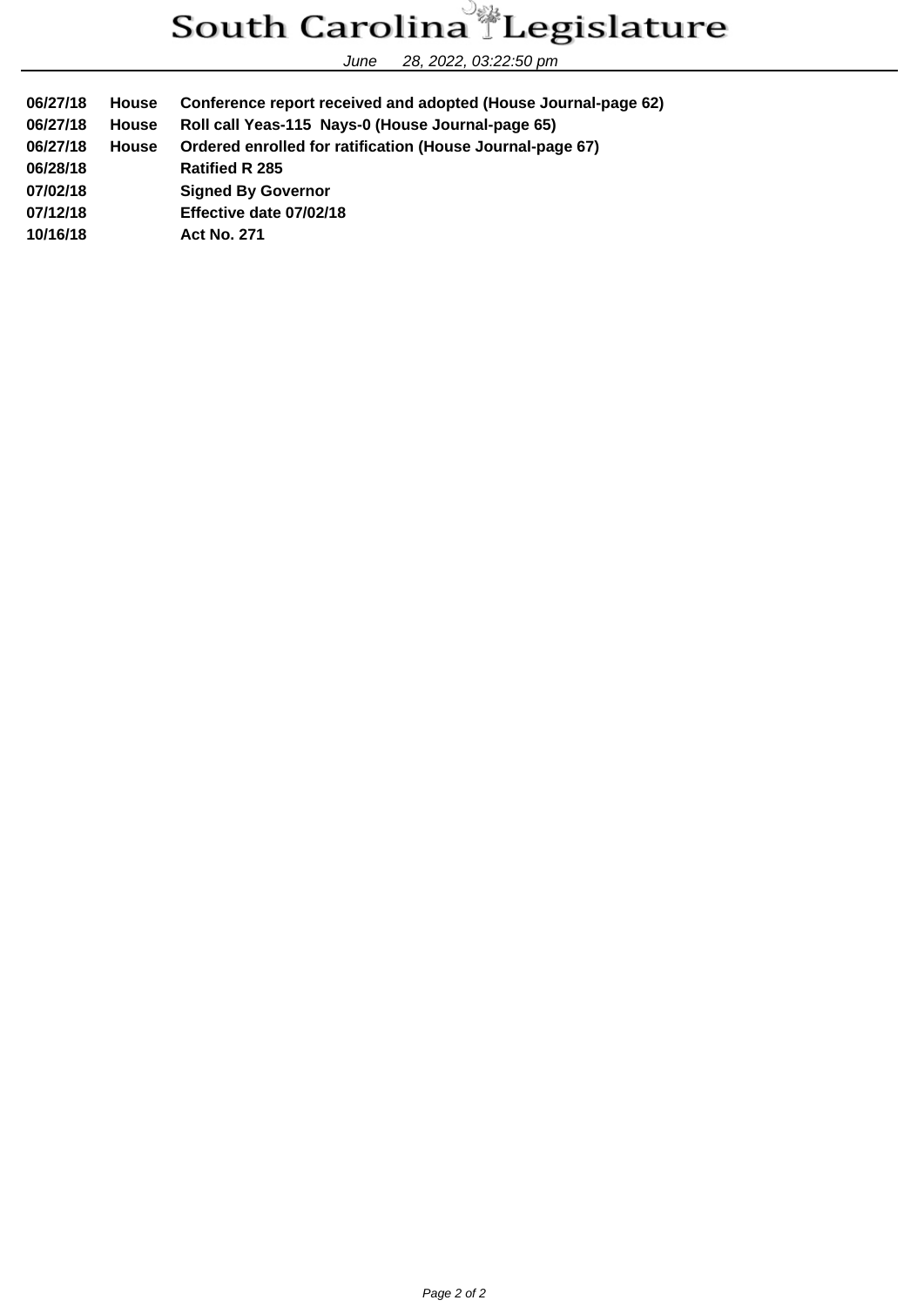| | | |
|---|---|---|
| 06/27/18 | House | Conference report received and adopted (House Journal-page 62) |
| 06/27/18 | House | Roll call Yeas-115 Nays-0 (House Journal-page 65) |
| 06/27/18 | House | Ordered enrolled for ratification (House Journal-page 67) |
| 06/28/18 | | Ratified R 285 |
| 07/02/18 | | Signed By Governor |
| 07/12/18 | | Effective date 07/02/18 |
| 10/16/18 | | Act No. 271 |